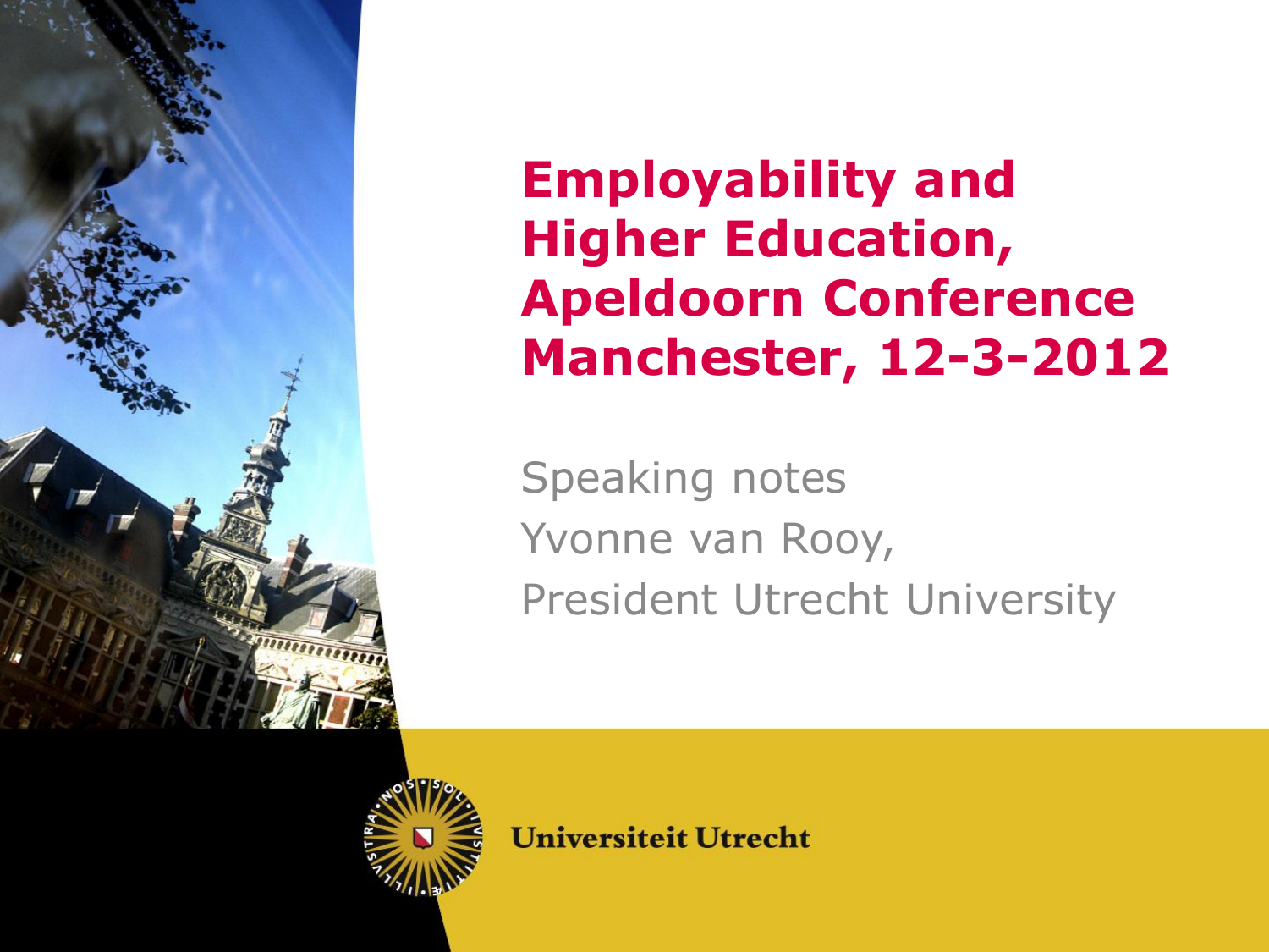# Employability and Higher Education, Apeldoorn Conference Manchester, 12-3-2012

Speaking notes
Yvonne van Rooy,
President Utrecht University

Universiteit Utrecht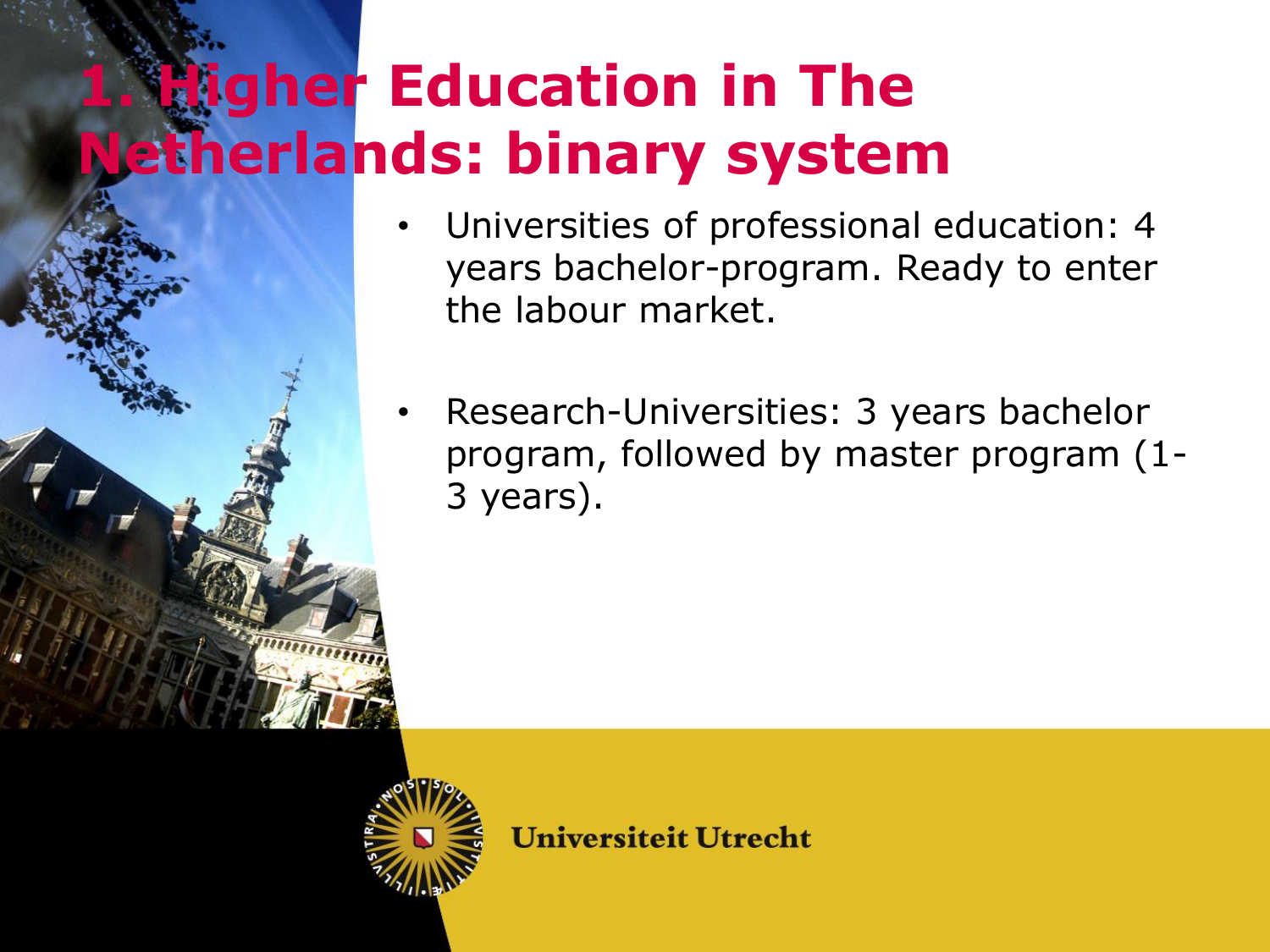# 1. Higher Education in The Netherlands: binary system

- Universities of professional education: 4 years bachelor-program. Ready to enter the labour market.
- Research-Universities: 3 years bachelor program, followed by master program (1-3 years).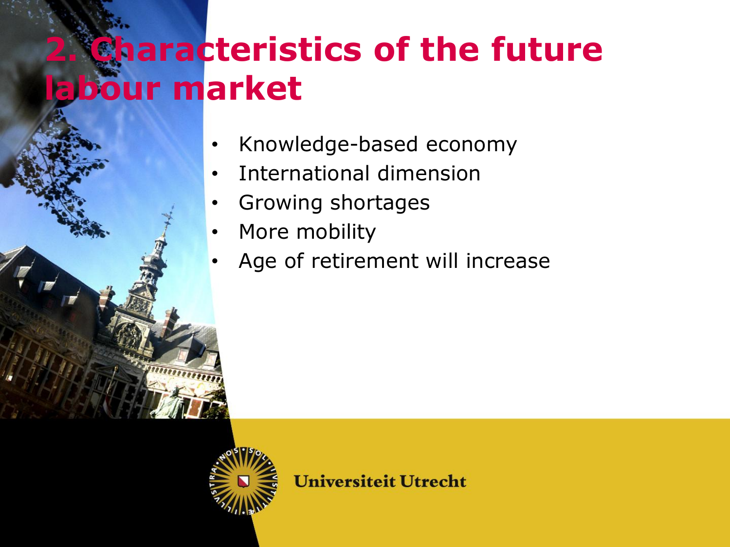# 2. Characteristics of the future labour market

- Knowledge-based economy
- International dimension
- Growing shortages
- More mobility
- Age of retirement will increase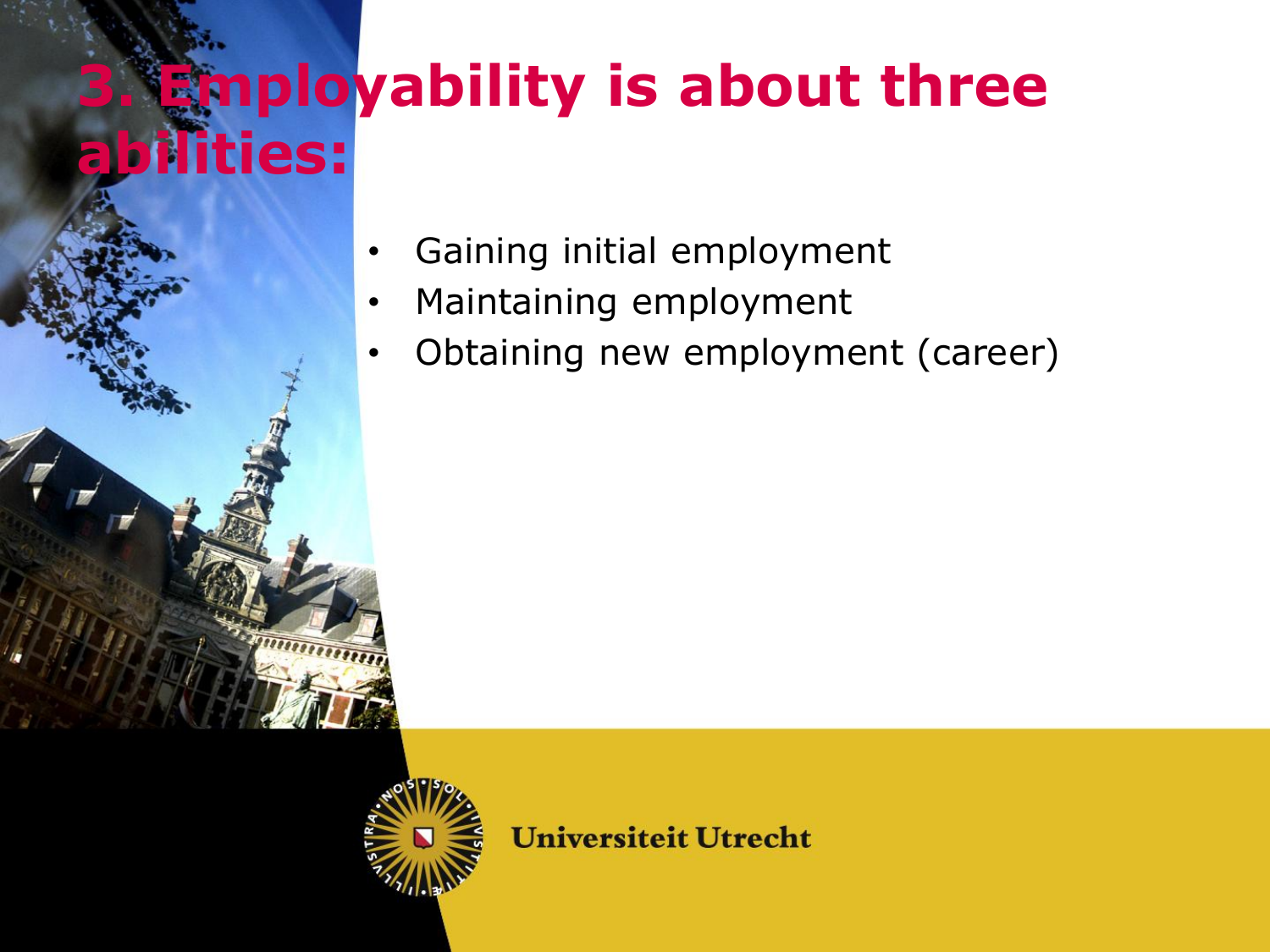# 3. Employability is about three abilities:

- Gaining initial employment
- Maintaining employment
- Obtaining new employment (career)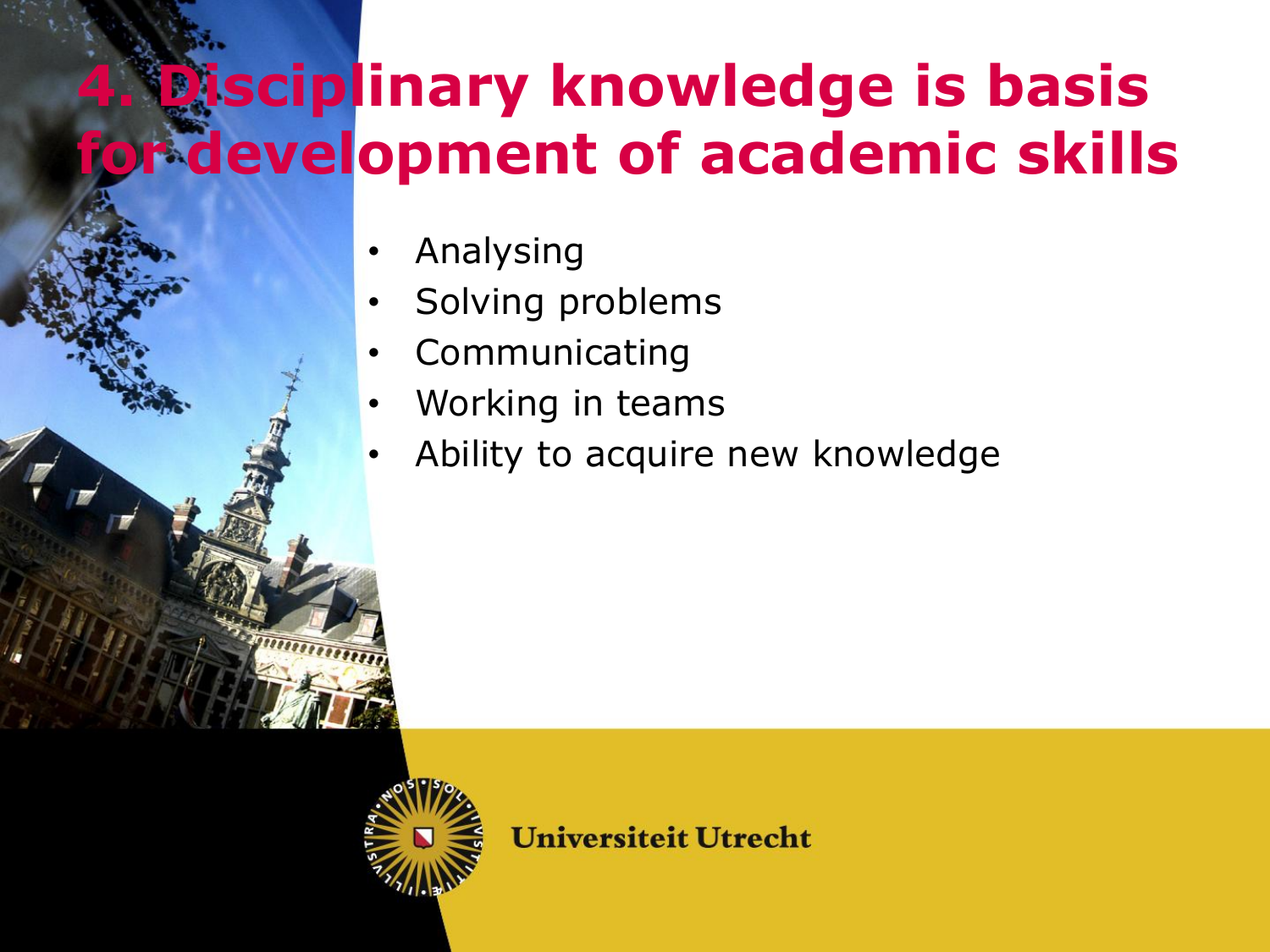# 4. Disciplinary knowledge is basis for development of academic skills

- Analysing
- Solving problems
- Communicating
- Working in teams
- Ability to acquire new knowledge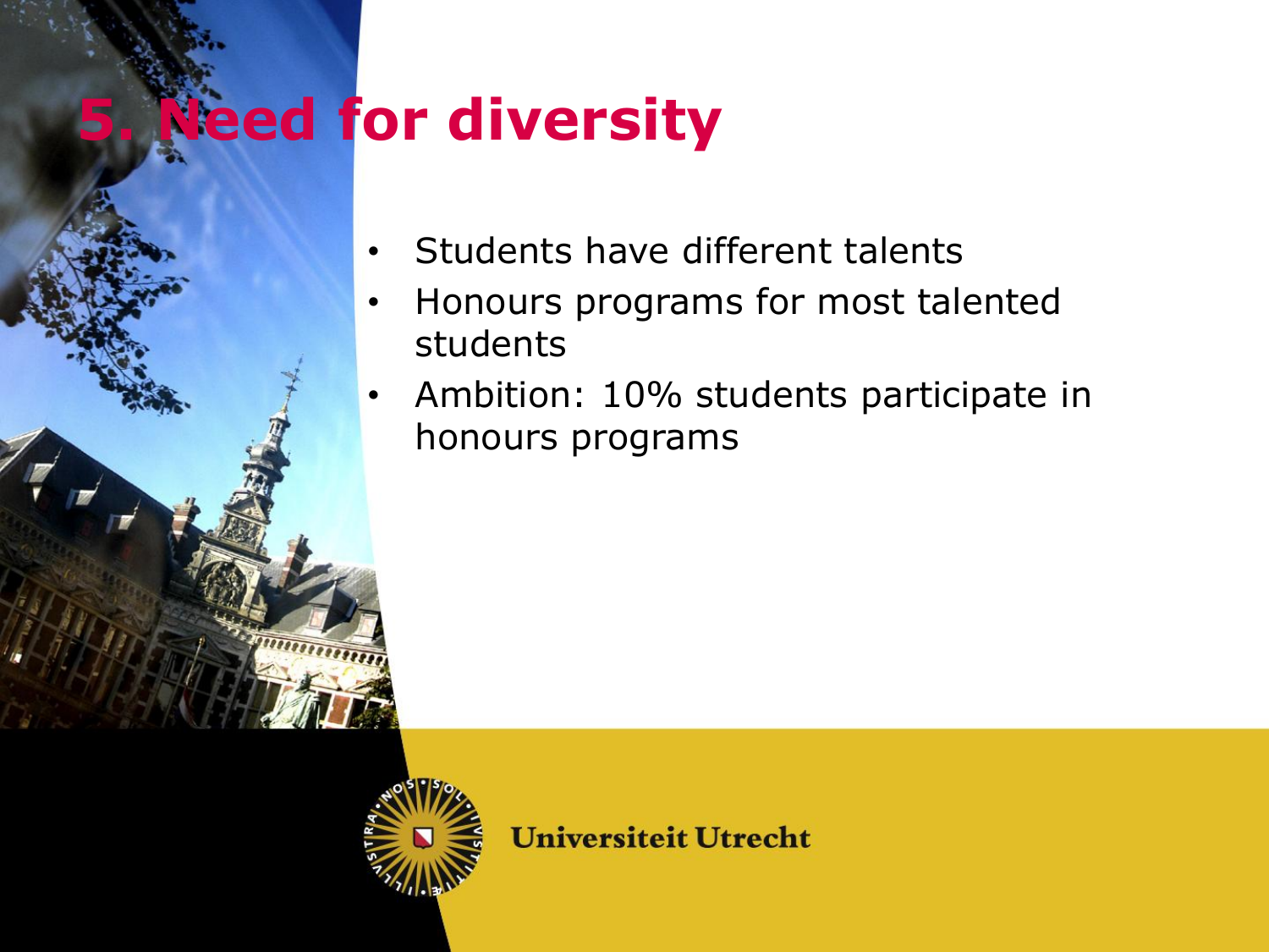# 5. Need for diversity

- Students have different talents
- Honours programs for most talented students
- Ambition: 10% students participate in honours programs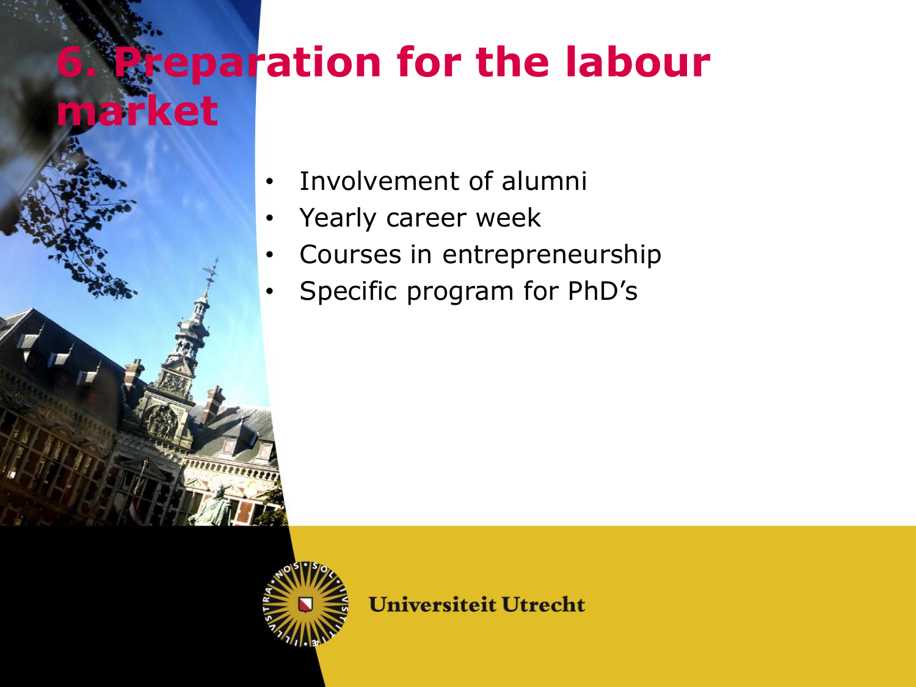# 6. Preparation for the labour market

- Involvement of alumni
- Yearly career week
- Courses in entrepreneurship
- Specific program for PhD’s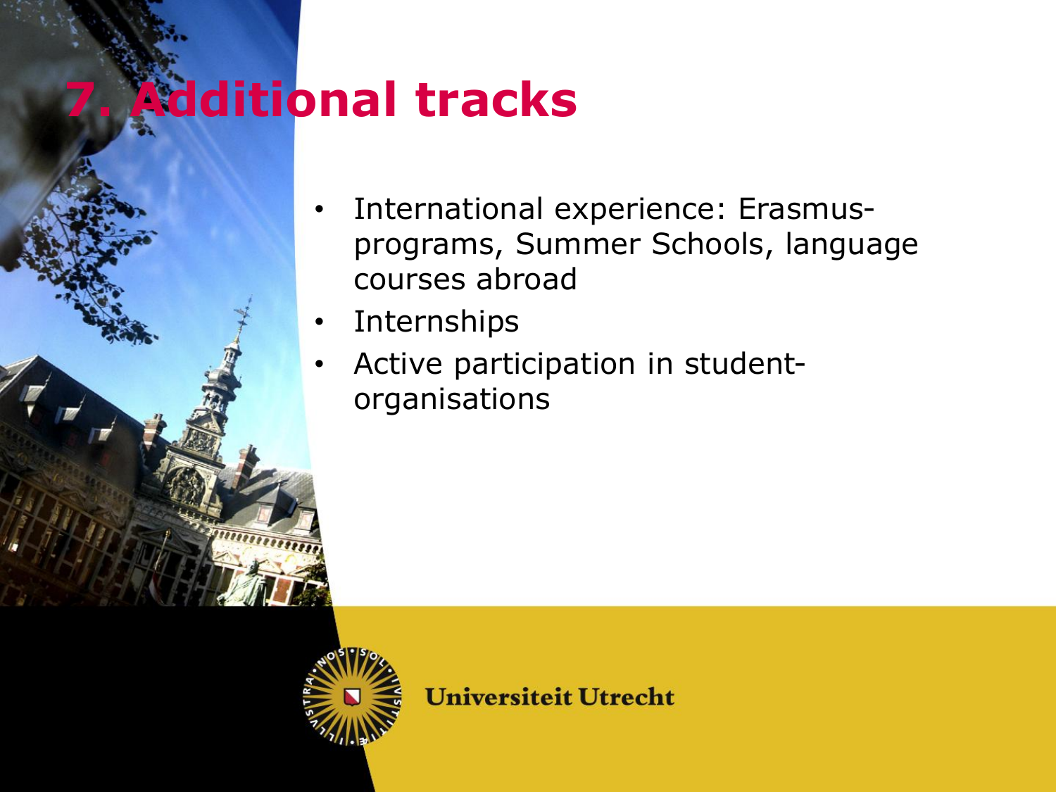# 7. Additional tracks

- International experience: Erasmus-programs, Summer Schools, language courses abroad
- Internships
- Active participation in student-organisations

Universiteit Utrecht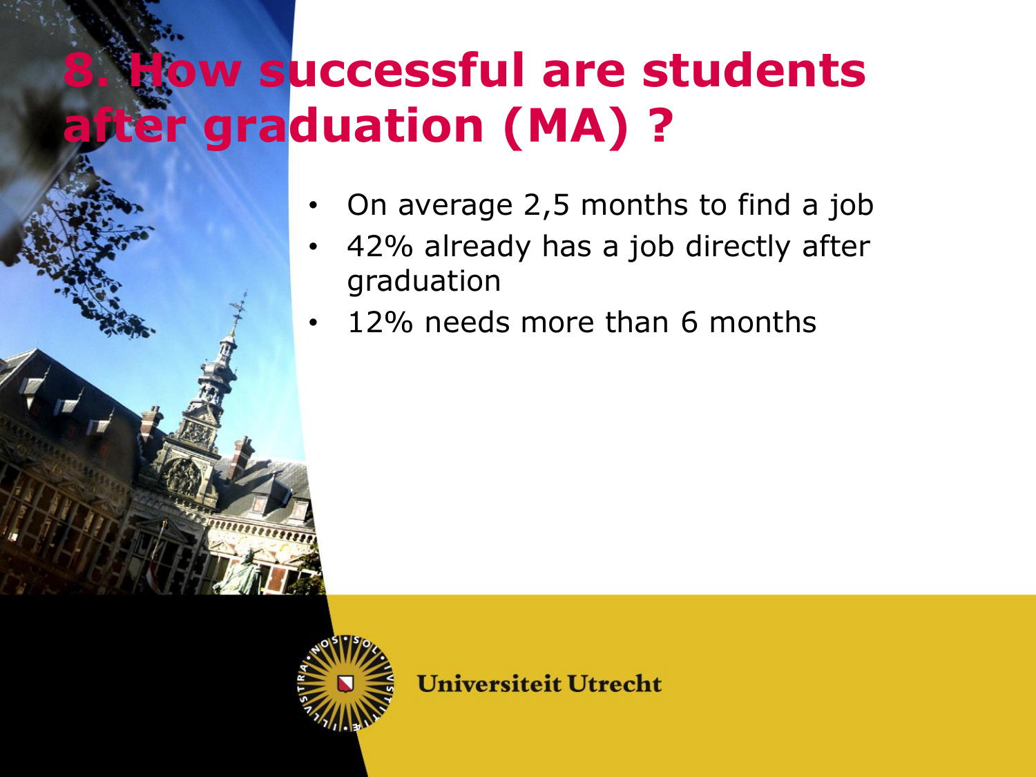# 8. How successful are students after graduation (MA) ?

- On average 2,5 months to find a job
- 42% already has a job directly after graduation
- 12% needs more than 6 months

Universiteit Utrecht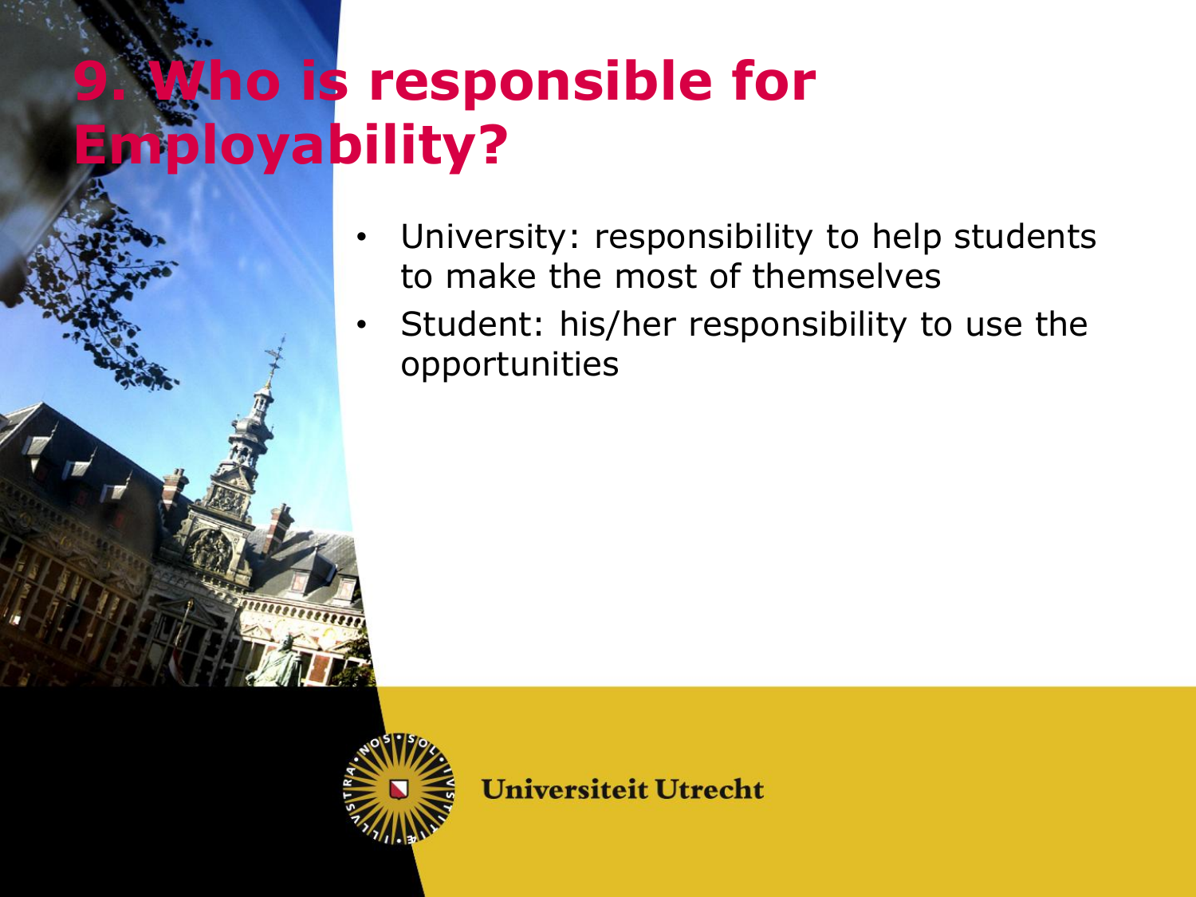# 9. Who is responsible for Employability?

- University: responsibility to help students to make the most of themselves
- Student: his/her responsibility to use the opportunities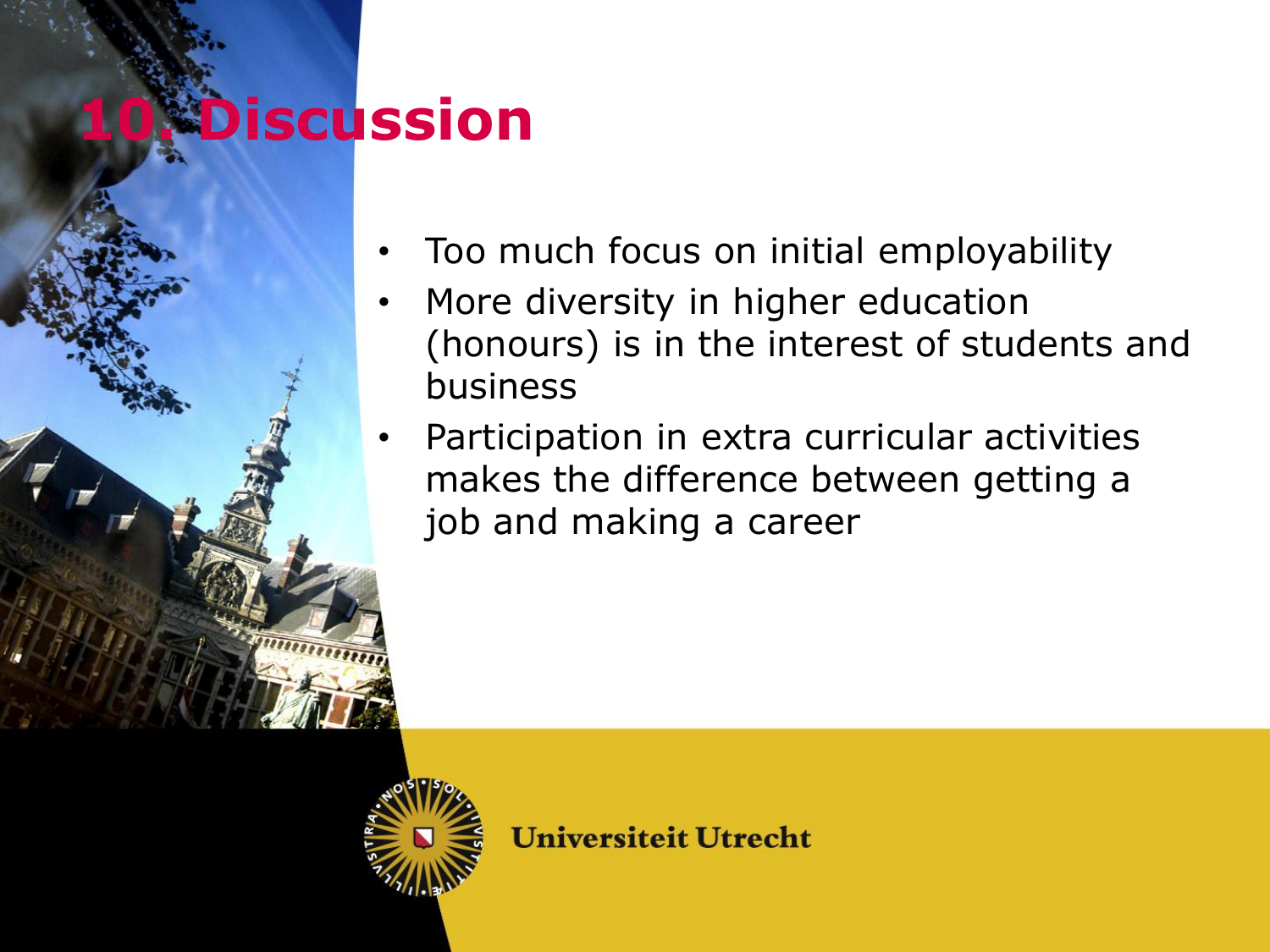# 10. Discussion

- Too much focus on initial employability
- More diversity in higher education (honours) is in the interest of students and business
- Participation in extra curricular activities makes the difference between getting a job and making a career